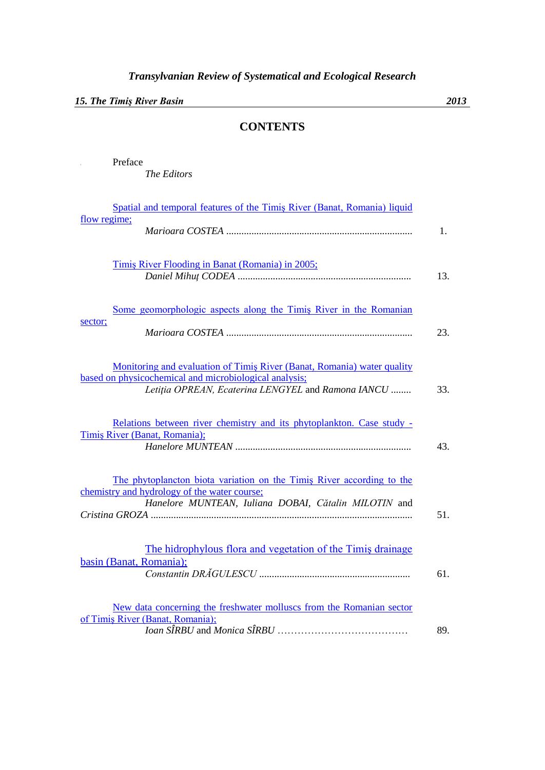*Transylvanian Review of Systematical and Ecological Research*

***15. The Timiş River Basin*** ***2013***

# CONTENTS

Preface
*The Editors*

Spatial and temporal features of the Timiş River (Banat, Romania) liquid flow regime;
*Marioara COSTEA* ......................................................................... 1.

Timiş River Flooding in Banat (Romania) in 2005;
*Daniel Mihuţ CODEA* .................................................................... 13.

Some geomorphologic aspects along the Timiş River in the Romanian sector;
*Marioara COSTEA* ......................................................................... 23.

Monitoring and evaluation of Timiş River (Banat, Romania) water quality based on physicochemical and microbiological analysis;
*Letiţia OPREAN, Ecaterina LENGYEL* and *Ramona IANCU* ........ 33.

Relations between river chemistry and its phytoplankton. Case study - Timiş River (Banat, Romania);
*Hanelore MUNTEAN* ..................................................................... 43.

The phytoplancton biota variation on the Timiş River according to the chemistry and hydrology of the water course;
*Hanelore MUNTEAN, Iuliana DOBAI, Cătalin MILOTIN* and *Cristina GROZA* ...................................................................................................... 51.

The hidrophylous flora and vegetation of the Timiş drainage basin (Banat, Romania);
*Constantin DRĂGULESCU* ........................................................... 61.

New data concerning the freshwater molluscs from the Romanian sector of Timiş River (Banat, Romania);
*Ioan SÎRBU* and *Monica SÎRBU* ...................................... 89.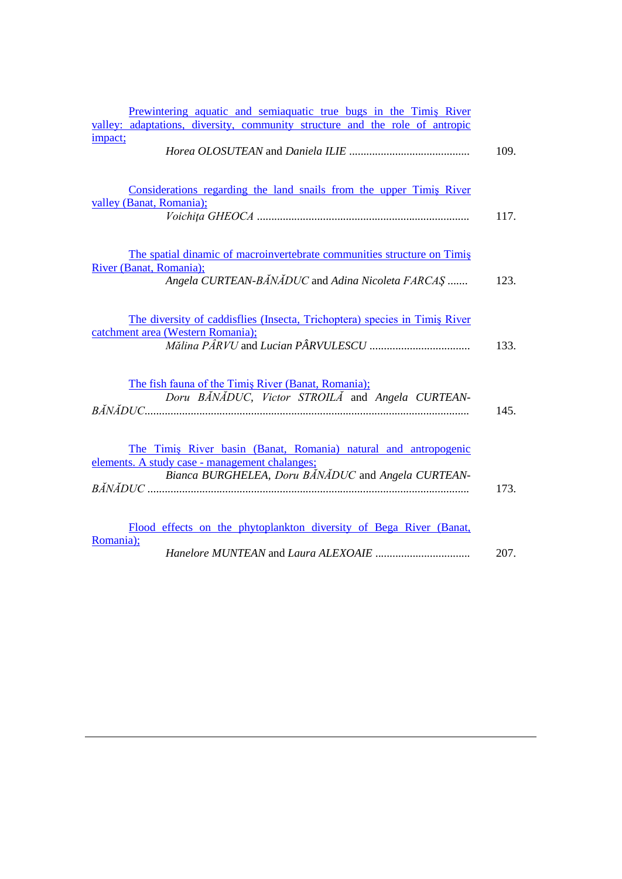Prewintering aquatic and semiaquatic true bugs in the Timiş River valley: adaptations, diversity, community structure and the role of antropic impact;

*Horea OLOSUTEAN* and *Daniela ILIE* .......................................... 109.

Considerations regarding the land snails from the upper Timiş River valley (Banat, Romania);

*Voichiţa GHEOCA* ......................................................................... 117.

The spatial dinamic of macroinvertebrate communities structure on Timiş River (Banat, Romania);

*Angela CURTEAN-BĂNĂDUC* and *Adina Nicoleta FARCAŞ* ....... 123.

The diversity of caddisflies (Insecta, Trichoptera) species in Timiş River catchment area (Western Romania);

*Mălina PÂRVU* and *Lucian PÂRVULESCU* .................................. 133.

The fish fauna of the Timiş River (Banat, Romania);

*Doru BĂNĂDUC*, *Victor STROILĂ* and *Angela CURTEAN-BĂNĂDUC*............................................................................................................... 145.

The Timiş River basin (Banat, Romania) natural and antropogenic elements. A study case - management chalanges;

*Bianca BURGHELEA*, *Doru BĂNĂDUC* and *Angela CURTEAN-BĂNĂDUC* ............................................................................................................... 173.

Flood effects on the phytoplankton diversity of Bega River (Banat, Romania);

*Hanelore MUNTEAN* and *Laura ALEXOAIE* ................................. 207.